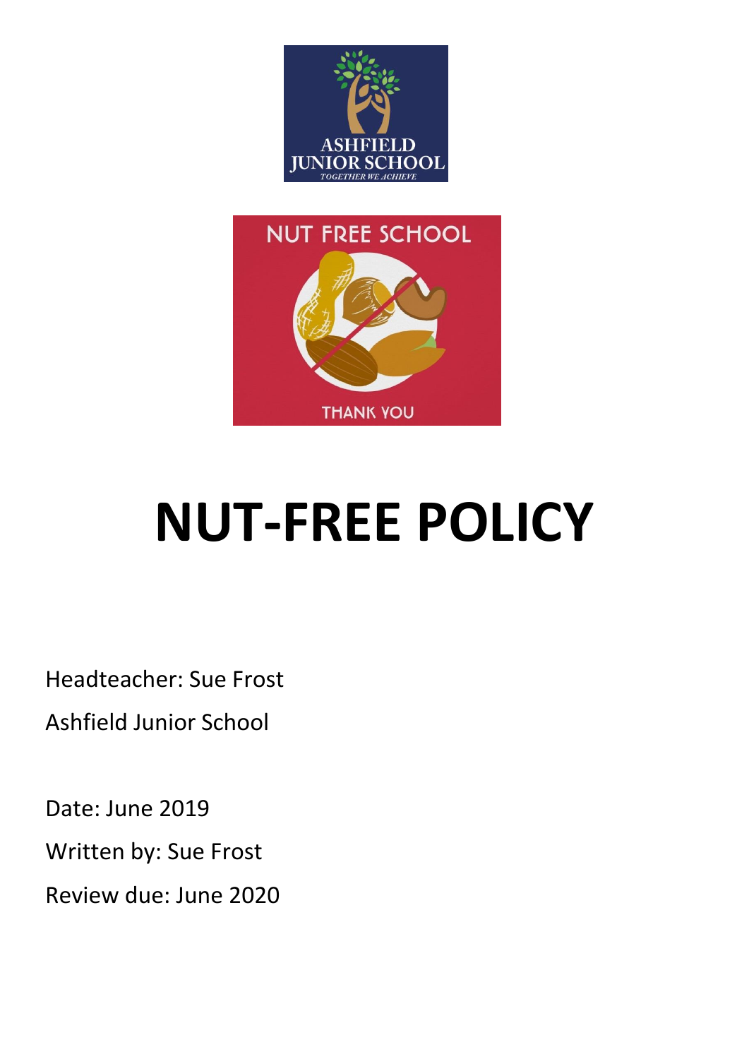# NUT-FREE POLICY

Headteacher: Sue Frost

Ashfield Junior School

Date: June 2019

Written by: Sue Frost

Review due: June 2020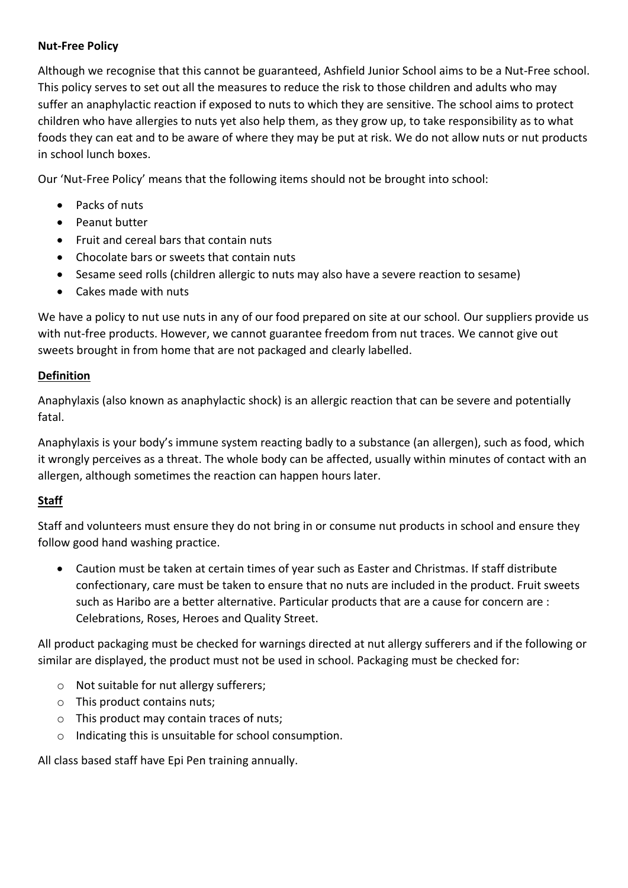**Nut-Free Policy**

Although we recognise that this cannot be guaranteed, Ashfield Junior School aims to be a Nut-Free school. This policy serves to set out all the measures to reduce the risk to those children and adults who may suffer an anaphylactic reaction if exposed to nuts to which they are sensitive. The school aims to protect children who have allergies to nuts yet also help them, as they grow up, to take responsibility as to what foods they can eat and to be aware of where they may be put at risk. We do not allow nuts or nut products in school lunch boxes.

Our 'Nut-Free Policy' means that the following items should not be brought into school:

- Packs of nuts
- Peanut butter
- Fruit and cereal bars that contain nuts
- Chocolate bars or sweets that contain nuts
- Sesame seed rolls (children allergic to nuts may also have a severe reaction to sesame)
- Cakes made with nuts

We have a policy to nut use nuts in any of our food prepared on site at our school. Our suppliers provide us with nut-free products. However, we cannot guarantee freedom from nut traces. We cannot give out sweets brought in from home that are not packaged and clearly labelled.

**Definition**

Anaphylaxis (also known as anaphylactic shock) is an allergic reaction that can be severe and potentially fatal.

Anaphylaxis is your body's immune system reacting badly to a substance (an allergen), such as food, which it wrongly perceives as a threat. The whole body can be affected, usually within minutes of contact with an allergen, although sometimes the reaction can happen hours later.

**Staff**

Staff and volunteers must ensure they do not bring in or consume nut products in school and ensure they follow good hand washing practice.

- Caution must be taken at certain times of year such as Easter and Christmas. If staff distribute confectionary, care must be taken to ensure that no nuts are included in the product. Fruit sweets such as Haribo are a better alternative. Particular products that are a cause for concern are : Celebrations, Roses, Heroes and Quality Street.

All product packaging must be checked for warnings directed at nut allergy sufferers and if the following or similar are displayed, the product must not be used in school. Packaging must be checked for:

- Not suitable for nut allergy sufferers;
- This product contains nuts;
- This product may contain traces of nuts;
- Indicating this is unsuitable for school consumption.

All class based staff have Epi Pen training annually.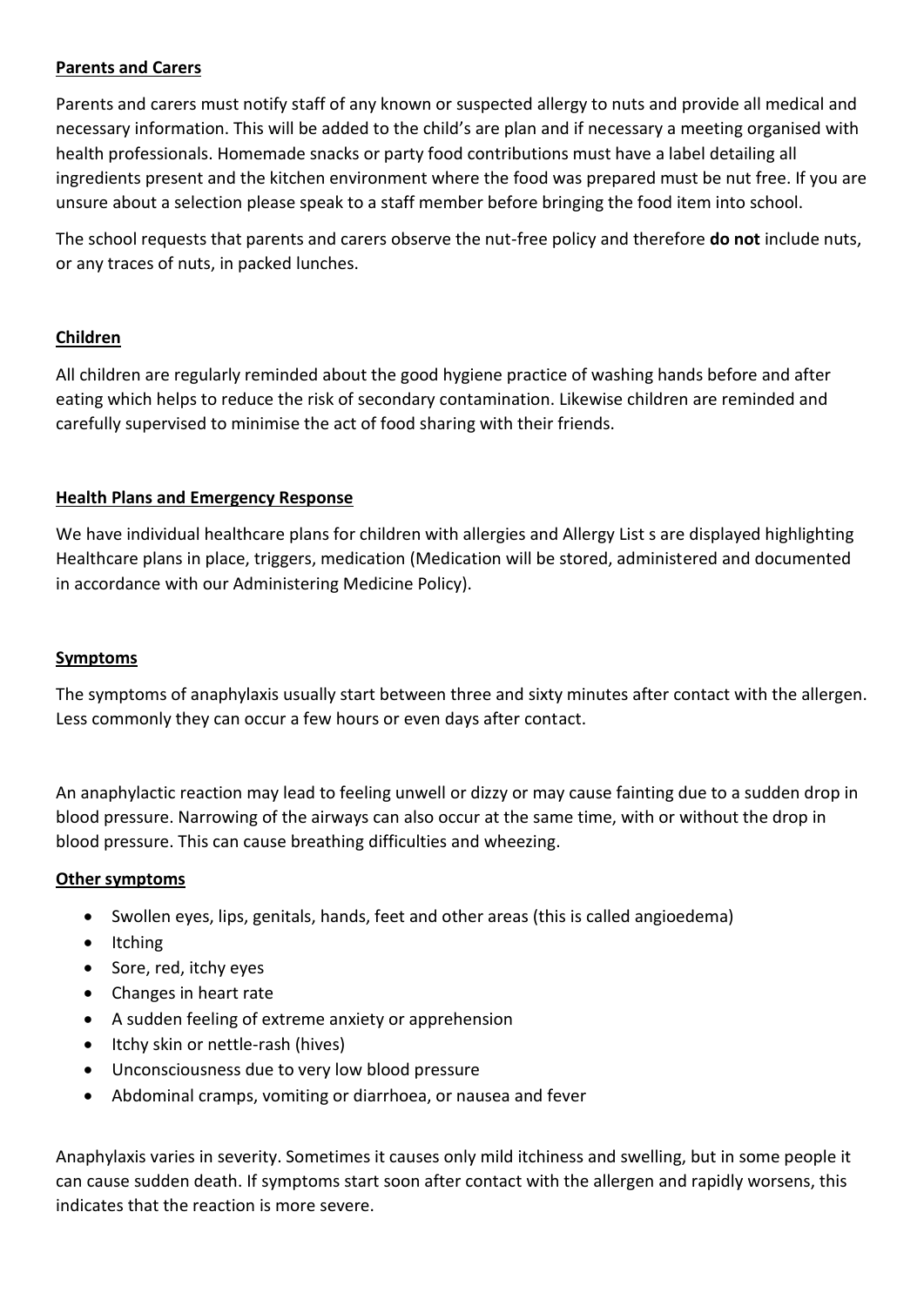**Parents and Carers**

Parents and carers must notify staff of any known or suspected allergy to nuts and provide all medical and necessary information. This will be added to the child's are plan and if necessary a meeting organised with health professionals. Homemade snacks or party food contributions must have a label detailing all ingredients present and the kitchen environment where the food was prepared must be nut free. If you are unsure about a selection please speak to a staff member before bringing the food item into school.

The school requests that parents and carers observe the nut-free policy and therefore **do not** include nuts, or any traces of nuts, in packed lunches.

**Children**

All children are regularly reminded about the good hygiene practice of washing hands before and after eating which helps to reduce the risk of secondary contamination. Likewise children are reminded and carefully supervised to minimise the act of food sharing with their friends.

**Health Plans and Emergency Response**

We have individual healthcare plans for children with allergies and Allergy List s are displayed highlighting Healthcare plans in place, triggers, medication (Medication will be stored, administered and documented in accordance with our Administering Medicine Policy).

**Symptoms**

The symptoms of anaphylaxis usually start between three and sixty minutes after contact with the allergen. Less commonly they can occur a few hours or even days after contact.

An anaphylactic reaction may lead to feeling unwell or dizzy or may cause fainting due to a sudden drop in blood pressure. Narrowing of the airways can also occur at the same time, with or without the drop in blood pressure. This can cause breathing difficulties and wheezing.

**Other symptoms**

- Swollen eyes, lips, genitals, hands, feet and other areas (this is called angioedema)
- Itching
- Sore, red, itchy eyes
- Changes in heart rate
- A sudden feeling of extreme anxiety or apprehension
- Itchy skin or nettle-rash (hives)
- Unconsciousness due to very low blood pressure
- Abdominal cramps, vomiting or diarrhoea, or nausea and fever

Anaphylaxis varies in severity. Sometimes it causes only mild itchiness and swelling, but in some people it can cause sudden death. If symptoms start soon after contact with the allergen and rapidly worsens, this indicates that the reaction is more severe.